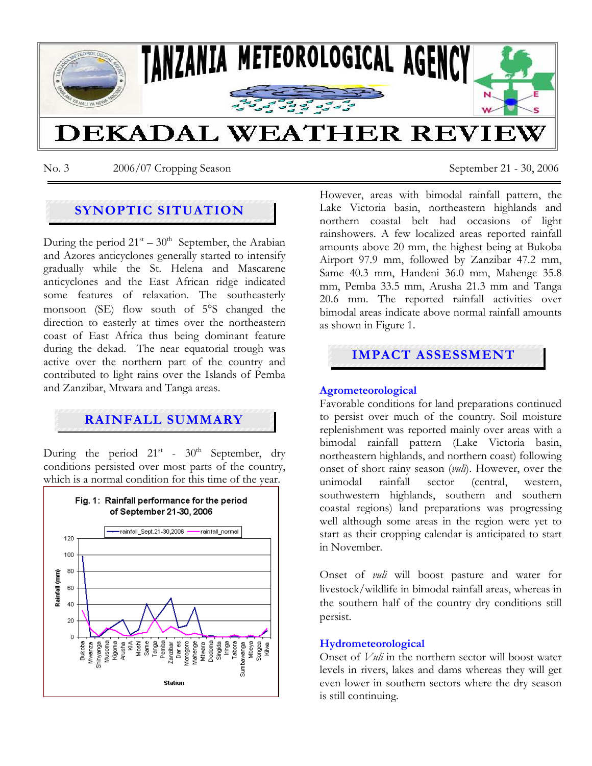# TANZANIA METEOROLOGICAL AGENCY

# DEKADAL WEATHER REVIEW

No. 3 2006/07 Cropping Season September 21 - 30, 2006

## SYNOPTIC SITUATION

During the period 21st – 30th September, the Arabian and Azores anticyclones generally started to intensify gradually while the St. Helena and Mascarene anticyclones and the East African ridge indicated some features of relaxation. The southeasterly monsoon (SE) flow south of 5°S changed the direction to easterly at times over the northeastern coast of East Africa thus being dominant feature during the dekad. The near equatorial trough was active over the northern part of the country and contributed to light rains over the Islands of Pemba and Zanzibar, Mtwara and Tanga areas.

## RAINFALL SUMMARY

During the period 21st - 30th September, dry conditions persisted over most parts of the country, which is a normal condition for this time of the year.

Fig. 1: Rainfall performance for the period of September 21-30, 2006

However, areas with bimodal rainfall pattern, the Lake Victoria basin, northeastern highlands and northern coastal belt had occasions of light rainshowers. A few localized areas reported rainfall amounts above 20 mm, the highest being at Bukoba Airport 97.9 mm, followed by Zanzibar 47.2 mm, Same 40.3 mm, Handeni 36.0 mm, Mahenge 35.8 mm, Pemba 33.5 mm, Arusha 21.3 mm and Tanga 20.6 mm. The reported rainfall activities over bimodal areas indicate above normal rainfall amounts as shown in Figure 1.

## IMPACT ASSESSMENT

### Agrometeorological

Favorable conditions for land preparations continued to persist over much of the country. Soil moisture replenishment was reported mainly over areas with a bimodal rainfall pattern (Lake Victoria basin, northeastern highlands, and northern coast) following onset of short rainy season (*vuli*). However, over the unimodal rainfall sector (central, western, southwestern highlands, southern and southern coastal regions) land preparations was progressing well although some areas in the region were yet to start as their cropping calendar is anticipated to start in November.

Onset of *vuli* will boost pasture and water for livestock/wildlife in bimodal rainfall areas, whereas in the southern half of the country dry conditions still persist.

### Hydrometeorological

Onset of *Vuli* in the northern sector will boost water levels in rivers, lakes and dams whereas they will get even lower in southern sectors where the dry season is still continuing.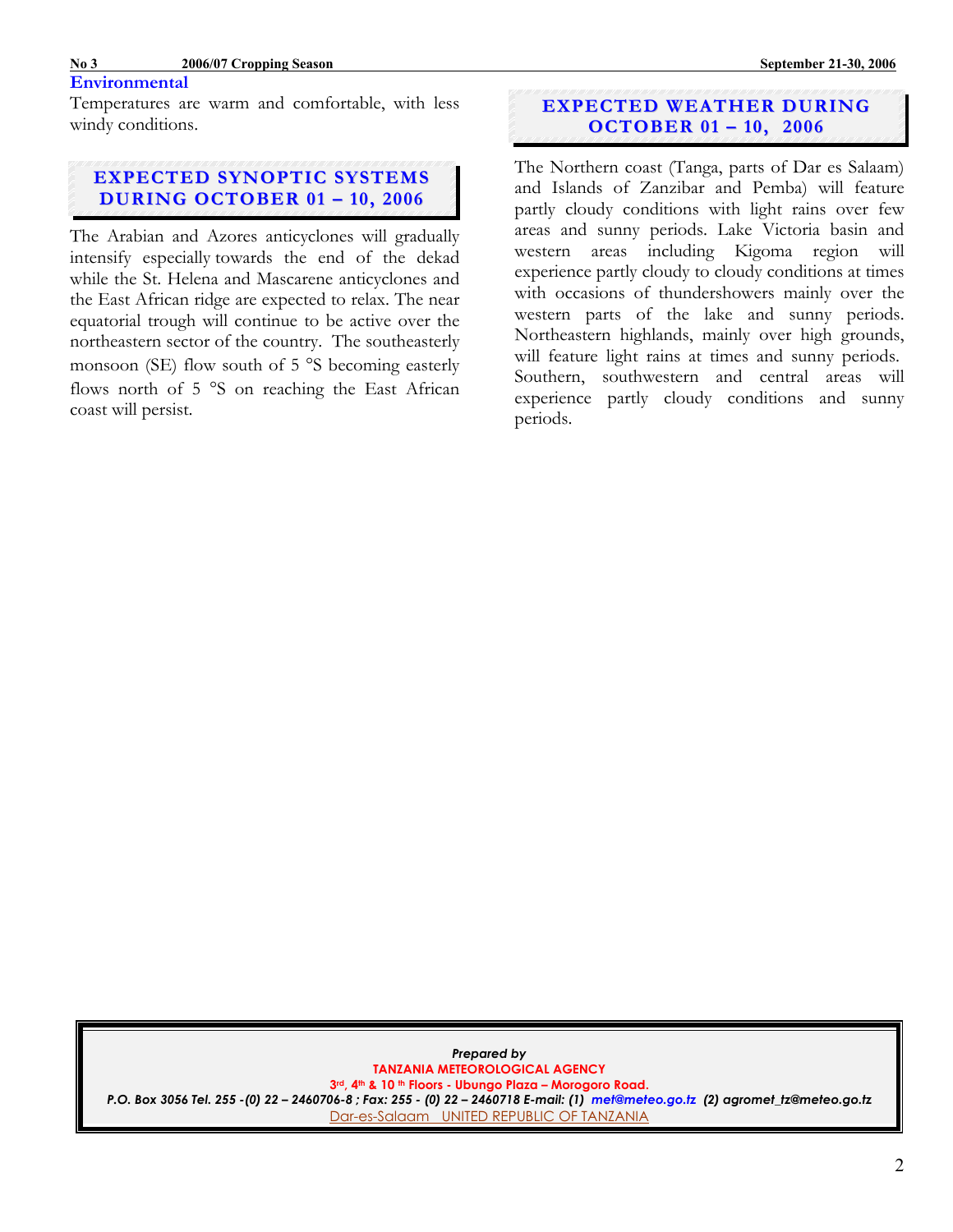### Environmental

Temperatures are warm and comfortable, with less windy conditions.

## EXPECTED SYNOPTIC SYSTEMS DURING OCTOBER 01 – 10, 2006

The Arabian and Azores anticyclones will gradually intensify especially towards the end of the dekad while the St. Helena and Mascarene anticyclones and the East African ridge are expected to relax. The near equatorial trough will continue to be active over the northeastern sector of the country. The southeasterly monsoon (SE) flow south of 5 °S becoming easterly flows north of 5 °S on reaching the East African coast will persist.

## EXPECTED WEATHER DURING OCTOBER 01 – 10, 2006

The Northern coast (Tanga, parts of Dar es Salaam) and Islands of Zanzibar and Pemba) will feature partly cloudy conditions with light rains over few areas and sunny periods. Lake Victoria basin and western areas including Kigoma region will experience partly cloudy to cloudy conditions at times with occasions of thundershowers mainly over the western parts of the lake and sunny periods. Northeastern highlands, mainly over high grounds, will feature light rains at times and sunny periods. Southern, southwestern and central areas will experience partly cloudy conditions and sunny periods.

*Prepared by*

**TANZANIA METEOROLOGICAL AGENCY**

**3rd, 4th & 10 th Floors - Ubungo Plaza – Morogoro Road.**

***P.O. Box 3056 Tel. 255 -(0) 22 – 2460706-8 ; Fax: 255 - (0) 22 – 2460718 E-mail: (1) met@meteo.go.tz (2) agromet_tz@meteo.go.tz***

Dar-es-Salaam UNITED REPUBLIC OF TANZANIA